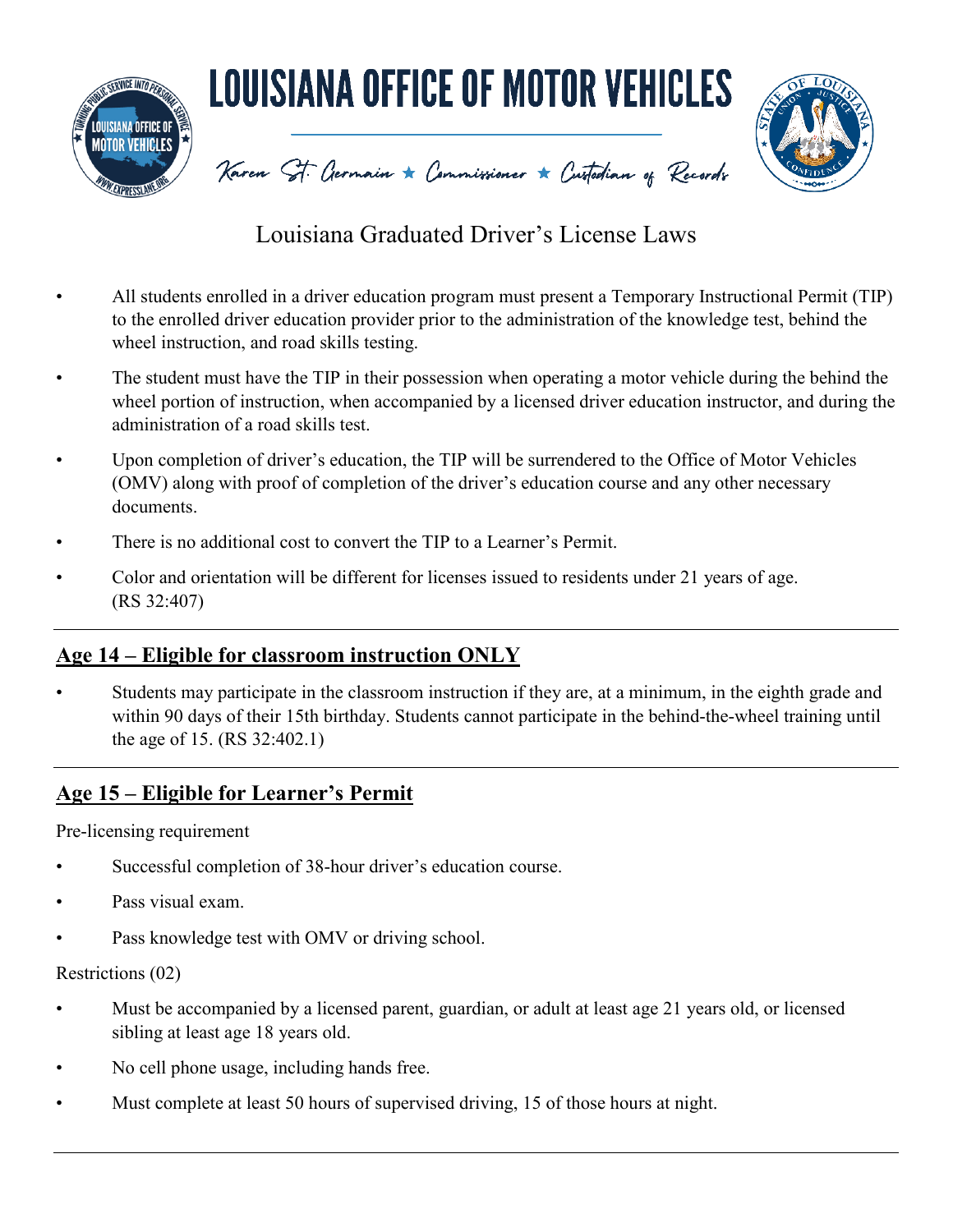# LOUISIANA OFFICE OF MOTOR VEHICLES

Karen St. Germain ★ Commissioner ★ Custodian of Records

## Louisiana Graduated Driver's License Laws

- All students enrolled in a driver education program must present a Temporary Instructional Permit (TIP) to the enrolled driver education provider prior to the administration of the knowledge test, behind the wheel instruction, and road skills testing.
- The student must have the TIP in their possession when operating a motor vehicle during the behind the wheel portion of instruction, when accompanied by a licensed driver education instructor, and during the administration of a road skills test.
- Upon completion of driver's education, the TIP will be surrendered to the Office of Motor Vehicles (OMV) along with proof of completion of the driver's education course and any other necessary documents.
- There is no additional cost to convert the TIP to a Learner's Permit.
- Color and orientation will be different for licenses issued to residents under 21 years of age. (RS 32:407)

---

### Age 14 – Eligible for classroom instruction ONLY

- Students may participate in the classroom instruction if they are, at a minimum, in the eighth grade and within 90 days of their 15th birthday. Students cannot participate in the behind-the-wheel training until the age of 15. (RS 32:402.1)

---

### Age 15 – Eligible for Learner's Permit

Pre-licensing requirement

- Successful completion of 38-hour driver's education course.
- Pass visual exam.
- Pass knowledge test with OMV or driving school.

Restrictions (02)

- Must be accompanied by a licensed parent, guardian, or adult at least age 21 years old, or licensed sibling at least age 18 years old.
- No cell phone usage, including hands free.
- Must complete at least 50 hours of supervised driving, 15 of those hours at night.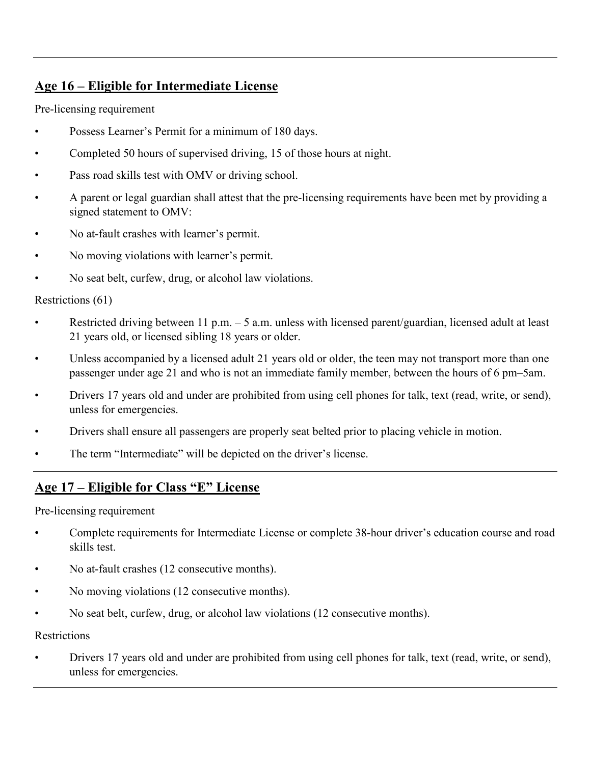## Age 16 – Eligible for Intermediate License

Pre-licensing requirement

- Possess Learner's Permit for a minimum of 180 days.
- Completed 50 hours of supervised driving, 15 of those hours at night.
- Pass road skills test with OMV or driving school.
- A parent or legal guardian shall attest that the pre-licensing requirements have been met by providing a signed statement to OMV:
- No at-fault crashes with learner's permit.
- No moving violations with learner's permit.
- No seat belt, curfew, drug, or alcohol law violations.

Restrictions (61)

- Restricted driving between 11 p.m. – 5 a.m. unless with licensed parent/guardian, licensed adult at least 21 years old, or licensed sibling 18 years or older.
- Unless accompanied by a licensed adult 21 years old or older, the teen may not transport more than one passenger under age 21 and who is not an immediate family member, between the hours of 6 pm–5am.
- Drivers 17 years old and under are prohibited from using cell phones for talk, text (read, write, or send), unless for emergencies.
- Drivers shall ensure all passengers are properly seat belted prior to placing vehicle in motion.
- The term "Intermediate" will be depicted on the driver's license.

## Age 17 – Eligible for Class "E" License

Pre-licensing requirement

- Complete requirements for Intermediate License or complete 38-hour driver's education course and road skills test.
- No at-fault crashes (12 consecutive months).
- No moving violations (12 consecutive months).
- No seat belt, curfew, drug, or alcohol law violations (12 consecutive months).

Restrictions

- Drivers 17 years old and under are prohibited from using cell phones for talk, text (read, write, or send), unless for emergencies.